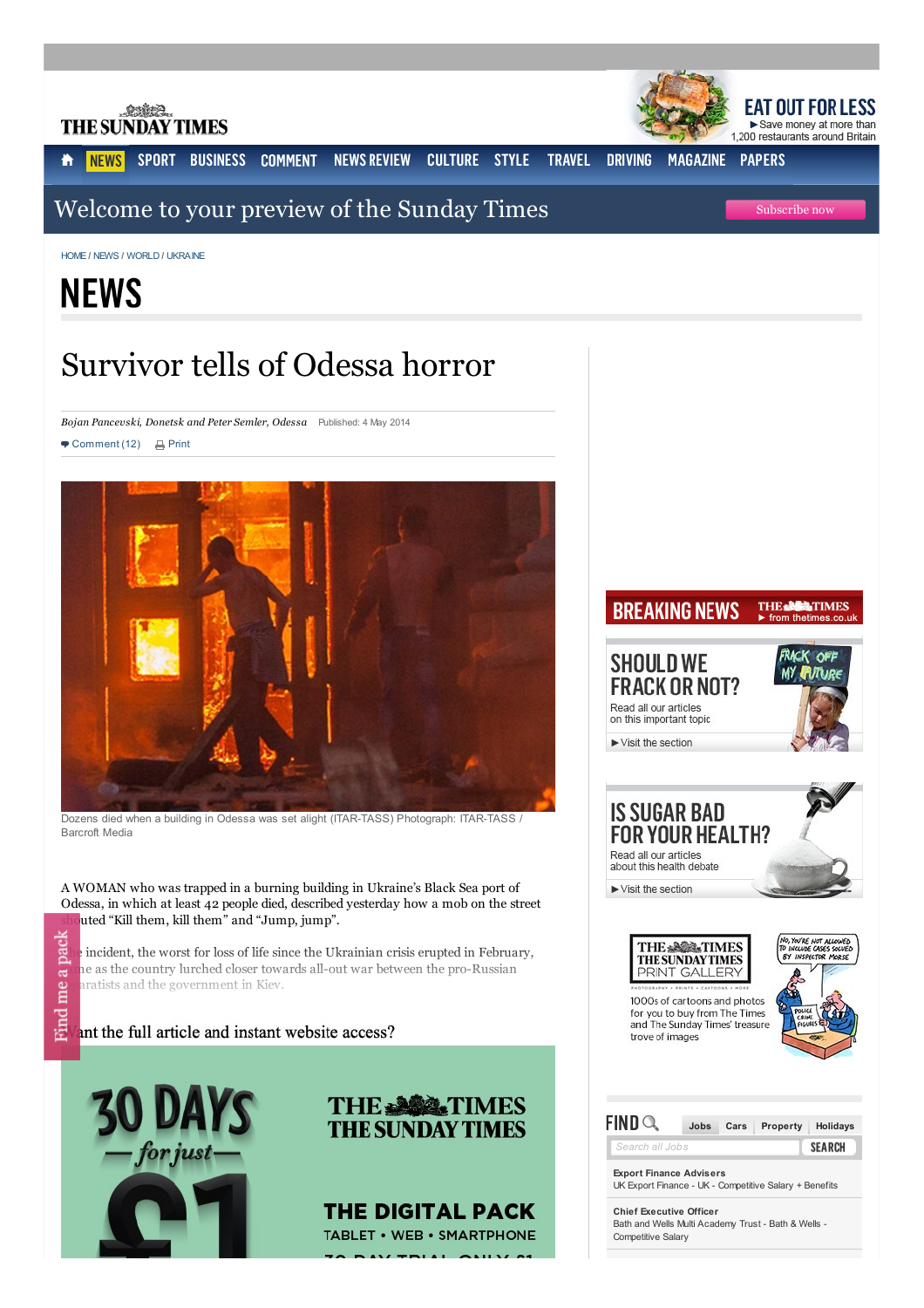HOME / NEWS / WORLD / UKRAINE

# NEWS

## Survivor tells of Odessa horror

*Bojan Pancevski, Donetsk and Peter Semler, Odessa* Published: 4 May 2014

Dozens died when a building in Odessa was set alight (ITAR-TASS) Photograph: ITAR-TASS / Barcroft Media

A WOMAN who was trapped in a burning building in Ukraine's Black Sea port of Odessa, in which at least 42 people died, described yesterday how a mob on the street shouted "Kill them, kill them" and "Jump, jump".

The incident, the worst for loss of life since the Ukrainian crisis erupted in February, came as the country lurched closer towards all-out war between the pro-Russian separatists and the government in Kiev.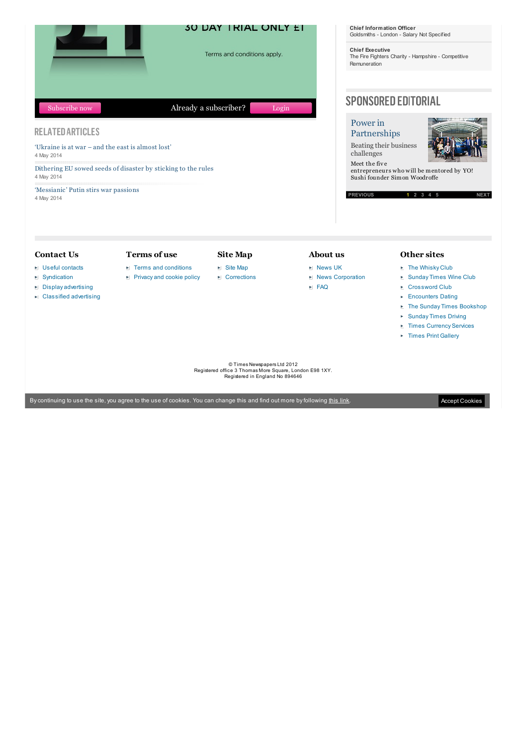30 DAY TRIAL ONLY £1

Terms and conditions apply.

Subscribe now

Already a subscriber? Login

Chief Information Officer
Goldsmiths - London - Salary Not Specified

Chief Executive
The Fire Fighters Charity - Hampshire - Competitive Remuneration

## RELATED ARTICLES

'Ukraine is at war – and the east is almost lost'
4 May 2014

Dithering EU sowed seeds of disaster by sticking to the rules
4 May 2014

'Messianic' Putin stirs war passions
4 May 2014

## SPONSORED EDITORIAL

### Power in Partnerships

Beating their business challenges

Meet the five entrepreneurs who will be mentored by YO! Sushi founder Simon Woodroffe

PREVIOUS 1 2 3 4 5 NEXT

### Contact Us

- Useful contacts
- Syndication
- Display advertising
- Classified advertising

### Terms of use

- Terms and conditions
- Privacy and cookie policy

### Site Map

- Site Map
- Corrections

### About us

- News UK
- News Corporation
- FAQ

### Other sites

- The Whisky Club
- Sunday Times Wine Club
- Crossword Club
- Encounters Dating
- The Sunday Times Bookshop
- Sunday Times Driving
- Times Currency Services
- Times Print Gallery

© Times Newspapers Ltd 2012
Registered office 3 Thomas More Square, London E98 1XY.
Registered in England No 894646

By continuing to use the site, you agree to the use of cookies. You can change this and find out more by following this link. Accept Cookies